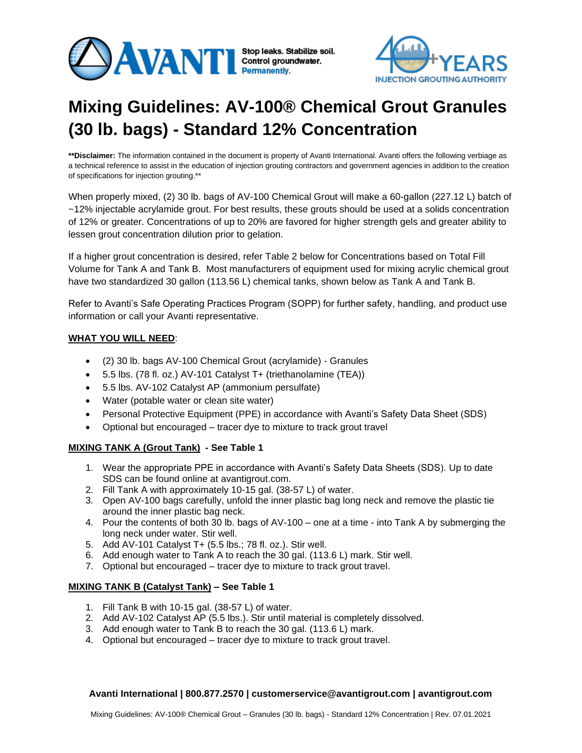# Mixing Guidelines: AV-100® Chemical Grout Granules (30 lb. bags) - Standard 12% Concentration

**\*\*Disclaimer:** The information contained in the document is property of Avanti International. Avanti offers the following verbiage as a technical reference to assist in the education of injection grouting contractors and government agencies in addition to the creation of specifications for injection grouting.\*\*

When properly mixed, (2) 30 lb. bags of AV-100 Chemical Grout will make a 60-gallon (227.12 L) batch of ~12% injectable acrylamide grout. For best results, these grouts should be used at a solids concentration of 12% or greater. Concentrations of up to 20% are favored for higher strength gels and greater ability to lessen grout concentration dilution prior to gelation.

If a higher grout concentration is desired, refer Table 2 below for Concentrations based on Total Fill Volume for Tank A and Tank B. Most manufacturers of equipment used for mixing acrylic chemical grout have two standardized 30 gallon (113.56 L) chemical tanks, shown below as Tank A and Tank B.

Refer to Avanti's Safe Operating Practices Program (SOPP) for further safety, handling, and product use information or call your Avanti representative.

**WHAT YOU WILL NEED**:

- (2) 30 lb. bags AV-100 Chemical Grout (acrylamide) - Granules
- 5.5 lbs. (78 fl. oz.) AV-101 Catalyst T+ (triethanolamine (TEA))
- 5.5 lbs. AV-102 Catalyst AP (ammonium persulfate)
- Water (potable water or clean site water)
- Personal Protective Equipment (PPE) in accordance with Avanti's Safety Data Sheet (SDS)
- Optional but encouraged – tracer dye to mixture to track grout travel

**MIXING TANK A (Grout Tank) - See Table 1**

1. Wear the appropriate PPE in accordance with Avanti's Safety Data Sheets (SDS). Up to date SDS can be found online at avantigrout.com.
2. Fill Tank A with approximately 10-15 gal. (38-57 L) of water.
3. Open AV-100 bags carefully, unfold the inner plastic bag long neck and remove the plastic tie around the inner plastic bag neck.
4. Pour the contents of both 30 lb. bags of AV-100 – one at a time - into Tank A by submerging the long neck under water. Stir well.
5. Add AV-101 Catalyst T+ (5.5 lbs.; 78 fl. oz.). Stir well.
6. Add enough water to Tank A to reach the 30 gal. (113.6 L) mark. Stir well.
7. Optional but encouraged – tracer dye to mixture to track grout travel.

**MIXING TANK B (Catalyst Tank) – See Table 1**

1. Fill Tank B with 10-15 gal. (38-57 L) of water.
2. Add AV-102 Catalyst AP (5.5 lbs.). Stir until material is completely dissolved.
3. Add enough water to Tank B to reach the 30 gal. (113.6 L) mark.
4. Optional but encouraged – tracer dye to mixture to track grout travel.

**Avanti International | 800.877.2570 | customerservice@avantigrout.com | avantigrout.com**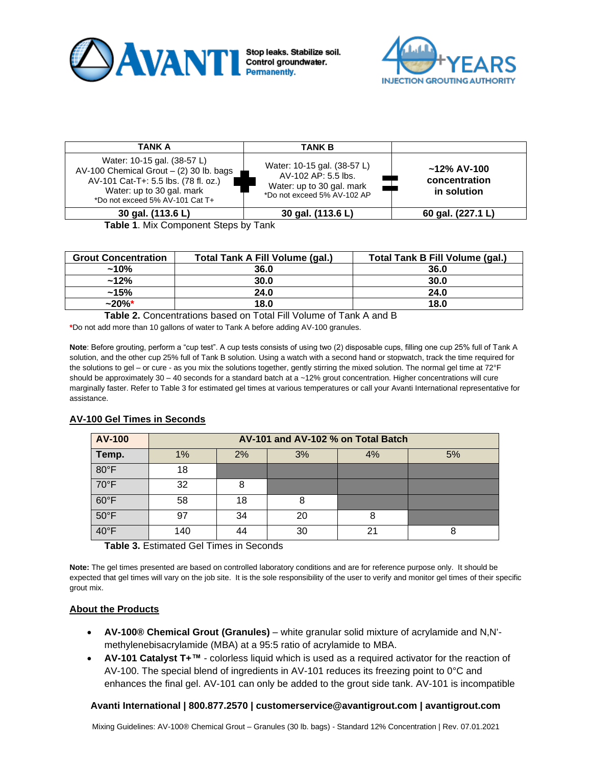| TANK A | | TANK B | | |
|---|---|---|---|---|
| Water: 10-15 gal. (38-57 L)<br>AV-100 Chemical Grout – (2) 30 lb. bags<br>AV-101 Cat-T+: 5.5 lbs. (78 fl. oz.)<br>Water: up to 30 gal. mark<br>*Do not exceed 5% AV-101 Cat T+ | + | Water: 10-15 gal. (38-57 L)<br>AV-102 AP: 5.5 lbs.<br>Water: up to 30 gal. mark<br>*Do not exceed 5% AV-102 AP | = | **~12% AV-100 concentration in solution** |
| **30 gal. (113.6 L)** | | **30 gal. (113.6 L)** | | **60 gal. (227.1 L)** |

**Table 1**. Mix Component Steps by Tank

| Grout Concentration | Total Tank A Fill Volume (gal.) | Total Tank B Fill Volume (gal.) |
|---|---|---|
| **~10%** | **36.0** | **36.0** |
| **~12%** | **30.0** | **30.0** |
| **~15%** | **24.0** | **24.0** |
| **~20%*** | **18.0** | **18.0** |

**Table 2.** Concentrations based on Total Fill Volume of Tank A and B

*Do not add more than 10 gallons of water to Tank A before adding AV-100 granules.

**Note**: Before grouting, perform a "cup test". A cup tests consists of using two (2) disposable cups, filling one cup 25% full of Tank A solution, and the other cup 25% full of Tank B solution. Using a watch with a second hand or stopwatch, track the time required for the solutions to gel – or cure - as you mix the solutions together, gently stirring the mixed solution. The normal gel time at 72°F should be approximately 30 – 40 seconds for a standard batch at a ~12% grout concentration. Higher concentrations will cure marginally faster. Refer to Table 3 for estimated gel times at various temperatures or call your Avanti International representative for assistance.

## AV-100 Gel Times in Seconds

| AV-100 | AV-101 and AV-102 % on Total Batch | | | | |
|---|---|---|---|---|---|
| **Temp.** | 1% | 2% | 3% | 4% | 5% |
| 80°F | 18 | | | | |
| 70°F | 32 | 8 | | | |
| 60°F | 58 | 18 | 8 | | |
| 50°F | 97 | 34 | 20 | 8 | |
| 40°F | 140 | 44 | 30 | 21 | 8 |

**Table 3.** Estimated Gel Times in Seconds

**Note:** The gel times presented are based on controlled laboratory conditions and are for reference purpose only. It should be expected that gel times will vary on the job site. It is the sole responsibility of the user to verify and monitor gel times of their specific grout mix.

## About the Products

- **AV-100® Chemical Grout (Granules)** – white granular solid mixture of acrylamide and N,N'-methylenebisacrylamide (MBA) at a 95:5 ratio of acrylamide to MBA.
- **AV-101 Catalyst T+™** - colorless liquid which is used as a required activator for the reaction of AV-100. The special blend of ingredients in AV-101 reduces its freezing point to 0°C and enhances the final gel. AV-101 can only be added to the grout side tank. AV-101 is incompatible

**Avanti International | 800.877.2570 | customerservice@avantigrout.com | avantigrout.com**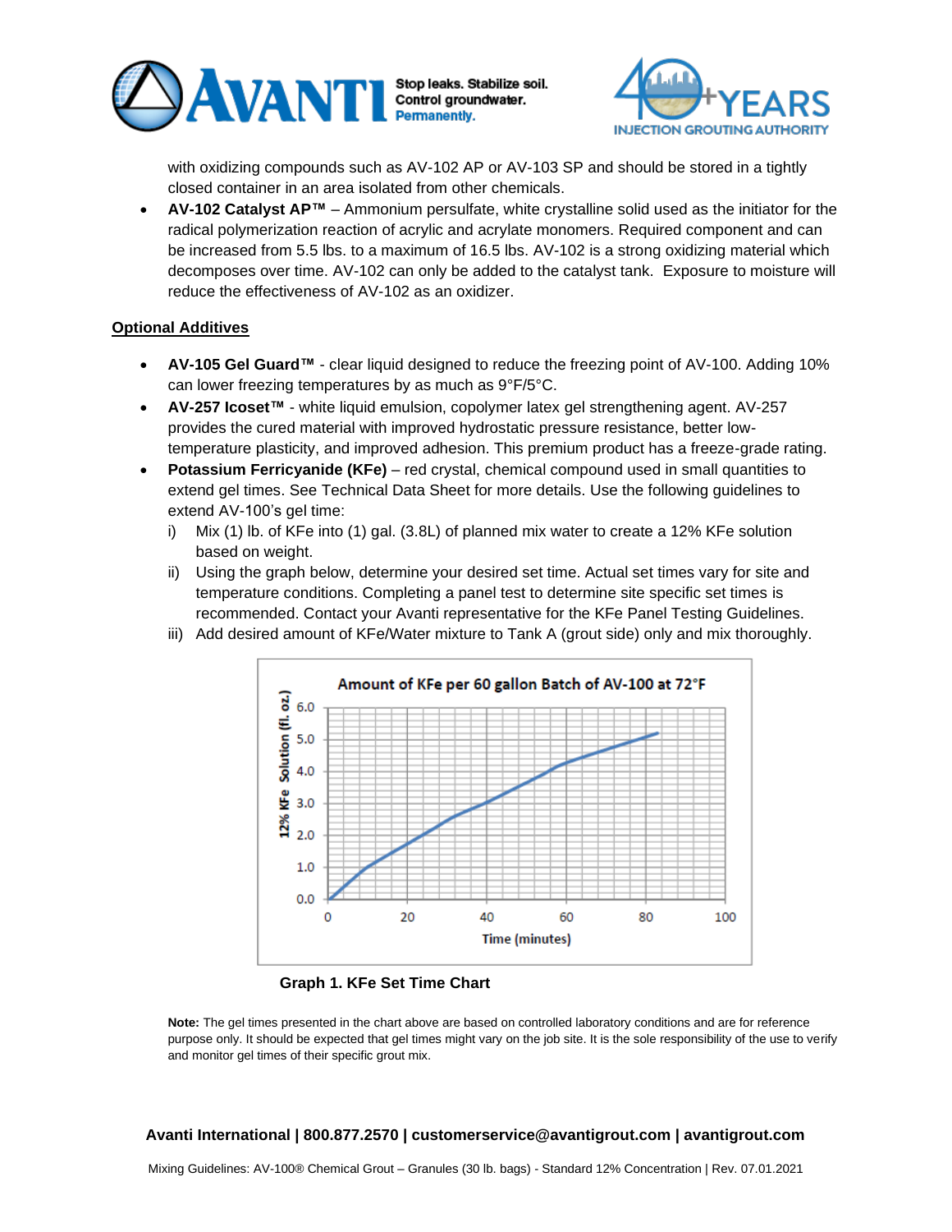with oxidizing compounds such as AV-102 AP or AV-103 SP and should be stored in a tightly closed container in an area isolated from other chemicals.

- **AV-102 Catalyst AP™** – Ammonium persulfate, white crystalline solid used as the initiator for the radical polymerization reaction of acrylic and acrylate monomers. Required component and can be increased from 5.5 lbs. to a maximum of 16.5 lbs. AV-102 is a strong oxidizing material which decomposes over time. AV-102 can only be added to the catalyst tank. Exposure to moisture will reduce the effectiveness of AV-102 as an oxidizer.

## Optional Additives

- **AV-105 Gel Guard™** - clear liquid designed to reduce the freezing point of AV-100. Adding 10% can lower freezing temperatures by as much as 9°F/5°C.
- **AV-257 Icoset™** - white liquid emulsion, copolymer latex gel strengthening agent. AV-257 provides the cured material with improved hydrostatic pressure resistance, better low-temperature plasticity, and improved adhesion. This premium product has a freeze-grade rating.
- **Potassium Ferricyanide (KFe)** – red crystal, chemical compound used in small quantities to extend gel times. See Technical Data Sheet for more details. Use the following guidelines to extend AV-100's gel time:
  - i) Mix (1) lb. of KFe into (1) gal. (3.8L) of planned mix water to create a 12% KFe solution based on weight.
  - ii) Using the graph below, determine your desired set time. Actual set times vary for site and temperature conditions. Completing a panel test to determine site specific set times is recommended. Contact your Avanti representative for the KFe Panel Testing Guidelines.
  - iii) Add desired amount of KFe/Water mixture to Tank A (grout side) only and mix thoroughly.

Amount of KFe per 60 gallon Batch of AV-100 at 72°F

12% KFe Solution (fl. oz.)

6.0
5.0
4.0
3.0
2.0
1.0
0.0

0
20
40
60
80
100

Time (minutes)

**Graph 1. KFe Set Time Chart**

**Note:** The gel times presented in the chart above are based on controlled laboratory conditions and are for reference purpose only. It should be expected that gel times might vary on the job site. It is the sole responsibility of the use to verify and monitor gel times of their specific grout mix.